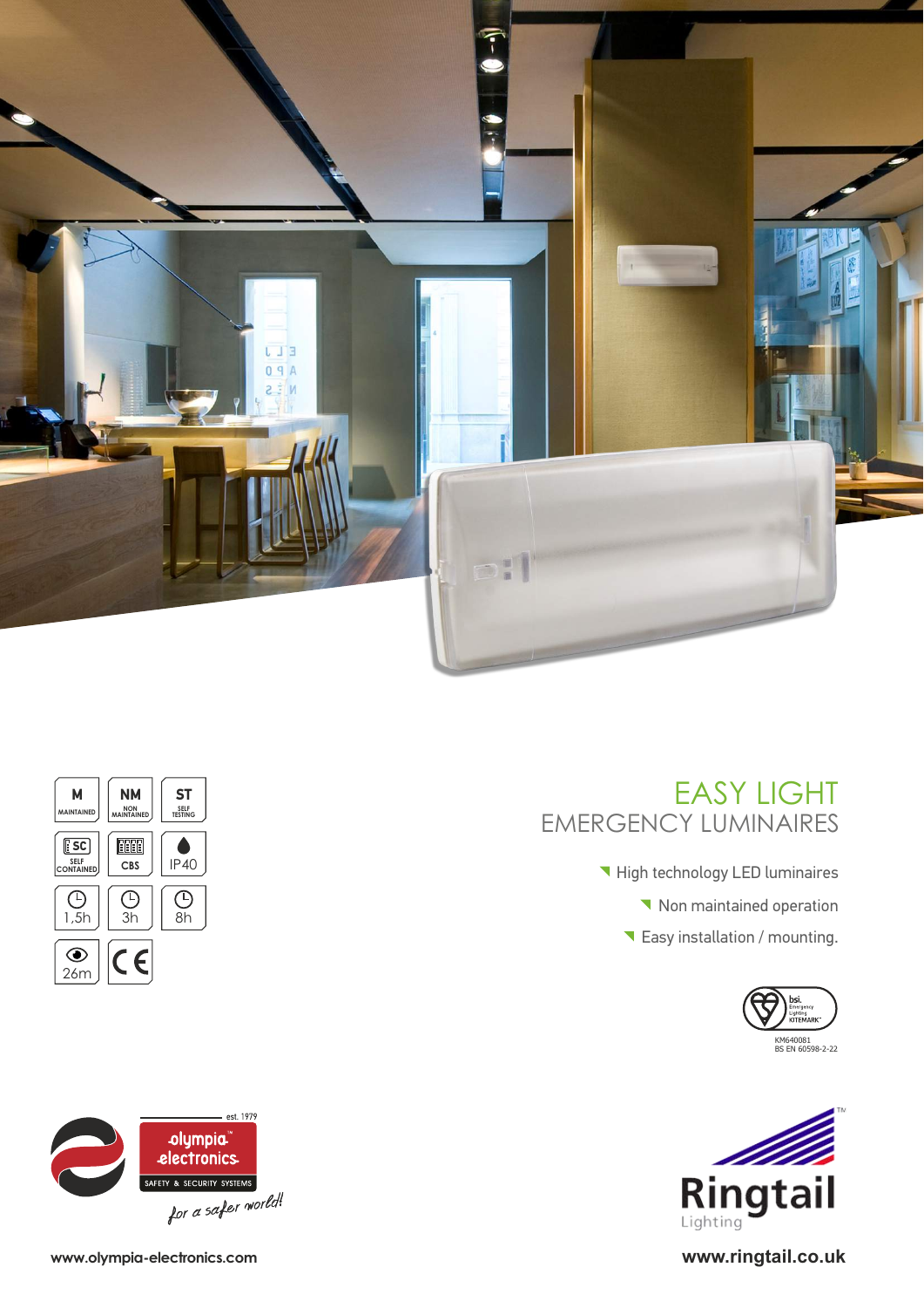# EASY LIGHT

## EMERGENCY LUMINAIRES

- High technology LED luminaires
- Non maintained operation
- Easy installation / mounting.

M MAINTAINED | NM NON MAINTAINED | ST SELF TESTING | SC SELF CONTAINED | CBS | IP40 | 1,5h | 3h | 8h | 26m | CE

bsi. Emergency Lighting KITEMARK™

KM640081
BS EN 60598-2-22

est. 1979
olympia™ electronics
SAFETY & SECURITY SYSTEMS
*for a safer world!*

www.olympia-electronics.com

Ringtail™ Lighting

www.ringtail.co.uk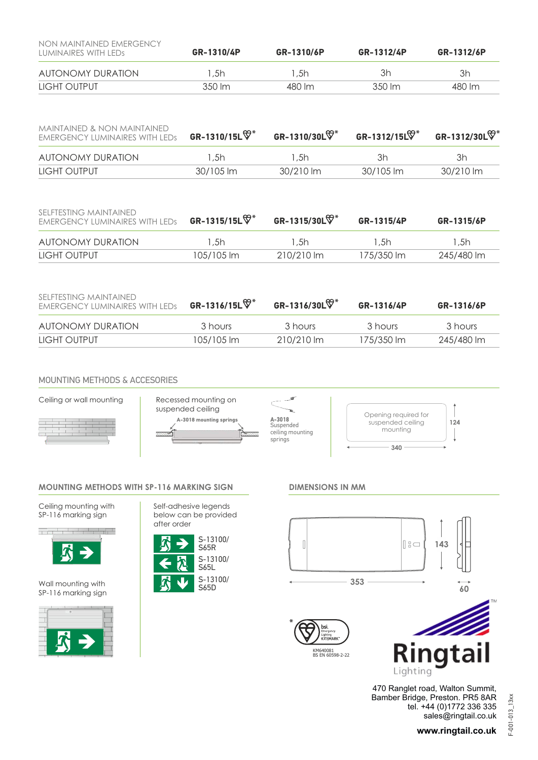| NON MAINTAINED EMERGENCY LUMINAIRES WITH LEDs | GR-1310/4P | GR-1310/6P | GR-1312/4P | GR-1312/6P |
| --- | --- | --- | --- | --- |
| AUTONOMY DURATION | 1,5h | 1,5h | 3h | 3h |
| LIGHT OUTPUT | 350 lm | 480 lm | 350 lm | 480 lm |

| MAINTAINED & NON MAINTAINED EMERGENCY LUMINAIRES WITH LEDs | GR-1310/15L* | GR-1310/30L* | GR-1312/15L* | GR-1312/30L* |
| --- | --- | --- | --- | --- |
| AUTONOMY DURATION | 1,5h | 1,5h | 3h | 3h |
| LIGHT OUTPUT | 30/105 lm | 30/210 lm | 30/105 lm | 30/210 lm |

| SELFTESTING MAINTAINED EMERGENCY LUMINAIRES WITH LEDs | GR-1315/15L* | GR-1315/30L* | GR-1315/4P | GR-1315/6P |
| --- | --- | --- | --- | --- |
| AUTONOMY DURATION | 1,5h | 1,5h | 1,5h | 1,5h |
| LIGHT OUTPUT | 105/105 lm | 210/210 lm | 175/350 lm | 245/480 lm |

| SELFTESTING MAINTAINED EMERGENCY LUMINAIRES WITH LEDs | GR-1316/15L* | GR-1316/30L* | GR-1316/4P | GR-1316/6P |
| --- | --- | --- | --- | --- |
| AUTONOMY DURATION | 3 hours | 3 hours | 3 hours | 3 hours |
| LIGHT OUTPUT | 105/105 lm | 210/210 lm | 175/350 lm | 245/480 lm |

## MOUNTING METHODS & ACCESORIES

Ceiling or wall mounting

Recessed mounting on suspended ceiling

A-3018 mounting springs

A-3018 Suspended ceiling mounting springs

Opening required for suspended ceiling mounting

124

340

## MOUNTING METHODS WITH SP-116 MARKING SIGN

Ceiling mounting with SP-116 marking sign

Wall mounting with SP-116 marking sign

Self-adhesive legends below can be provided after order

S-13100/ S65R

S-13100/ S65L

S-13100/ S65D

## DIMENSIONS IN MM

143

353

60

\* bsi. Emergency Lighting KITEMARK™

KM640081
BS EN 60598-2-22

Ringtail Lighting

470 Ranglet road, Walton Summit,
Bamber Bridge, Preston. PR5 8AR
tel. +44 (0)1772 336 335
sales@ringtail.co.uk

**www.ringtail.co.uk**

F-001-013_13xx